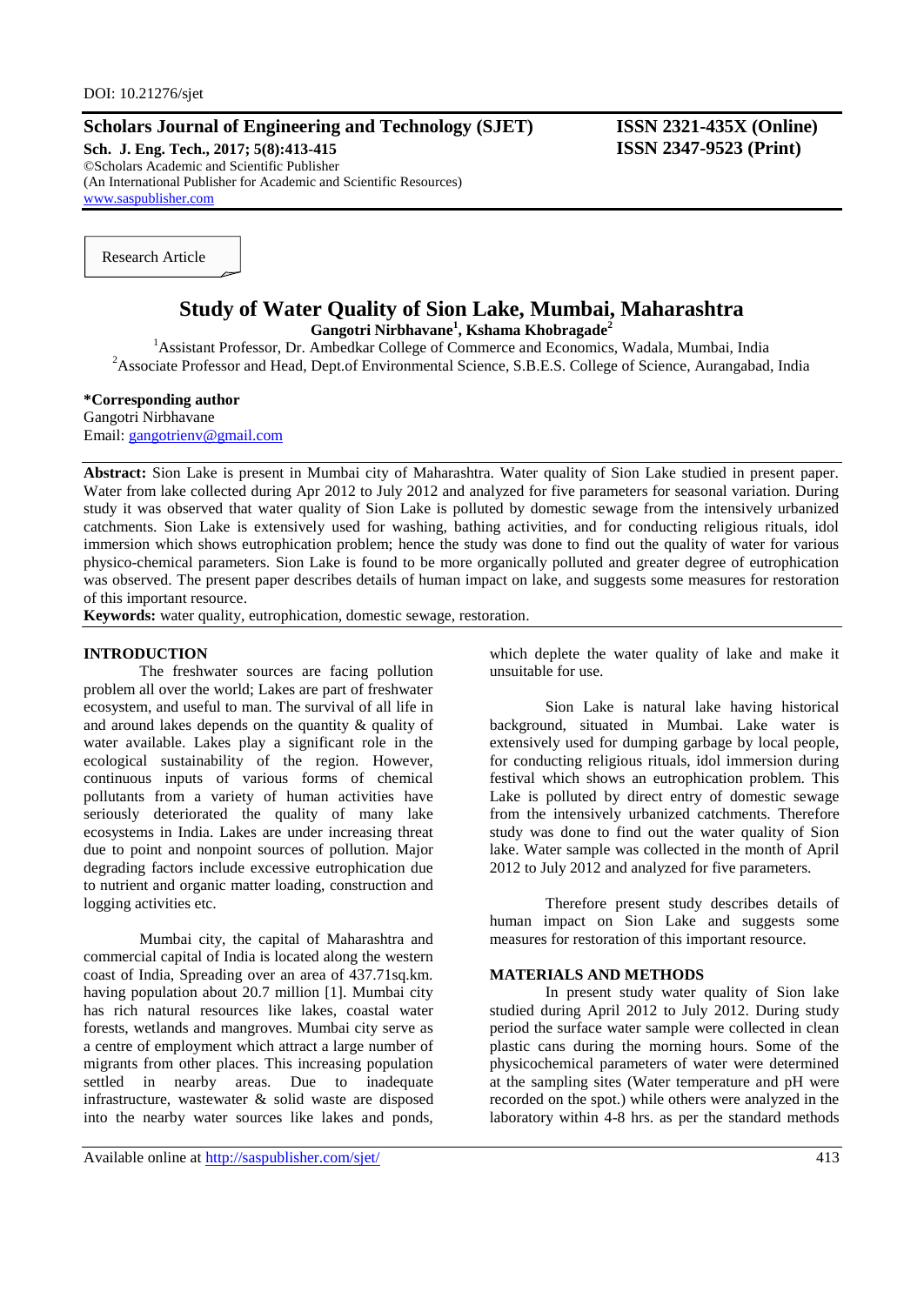DOI: 10.21276/sjet

**Scholars Journal of Engineering and Technology (SJET)** **ISSN 2321-435X (Online)**
**Sch. J. Eng. Tech., 2017; 5(8):413-415** **ISSN 2347-9523 (Print)**
©Scholars Academic and Scientific Publisher
(An International Publisher for Academic and Scientific Resources)
www.saspublisher.com

Research Article

# Study of Water Quality of Sion Lake, Mumbai, Maharashtra

**Gangotri Nirbhavane[1], Kshama Khobragade[2]**

[1]Assistant Professor, Dr. Ambedkar College of Commerce and Economics, Wadala, Mumbai, India
[2]Associate Professor and Head, Dept.of Environmental Science, S.B.E.S. College of Science, Aurangabad, India

**\*Corresponding author**
Gangotri Nirbhavane
Email: gangotrienv@gmail.com

**Abstract:** Sion Lake is present in Mumbai city of Maharashtra. Water quality of Sion Lake studied in present paper. Water from lake collected during Apr 2012 to July 2012 and analyzed for five parameters for seasonal variation. During study it was observed that water quality of Sion Lake is polluted by domestic sewage from the intensively urbanized catchments. Sion Lake is extensively used for washing, bathing activities, and for conducting religious rituals, idol immersion which shows eutrophication problem; hence the study was done to find out the quality of water for various physico-chemical parameters. Sion Lake is found to be more organically polluted and greater degree of eutrophication was observed. The present paper describes details of human impact on lake, and suggests some measures for restoration of this important resource.

**Keywords:** water quality, eutrophication, domestic sewage, restoration.

## INTRODUCTION

The freshwater sources are facing pollution problem all over the world; Lakes are part of freshwater ecosystem, and useful to man. The survival of all life in and around lakes depends on the quantity & quality of water available. Lakes play a significant role in the ecological sustainability of the region. However, continuous inputs of various forms of chemical pollutants from a variety of human activities have seriously deteriorated the quality of many lake ecosystems in India. Lakes are under increasing threat due to point and nonpoint sources of pollution. Major degrading factors include excessive eutrophication due to nutrient and organic matter loading, construction and logging activities etc.

Mumbai city, the capital of Maharashtra and commercial capital of India is located along the western coast of India, Spreading over an area of 437.71sq.km. having population about 20.7 million [1]. Mumbai city has rich natural resources like lakes, coastal water forests, wetlands and mangroves. Mumbai city serve as a centre of employment which attract a large number of migrants from other places. This increasing population settled in nearby areas. Due to inadequate infrastructure, wastewater & solid waste are disposed into the nearby water sources like lakes and ponds, which deplete the water quality of lake and make it unsuitable for use.

Sion Lake is natural lake having historical background, situated in Mumbai. Lake water is extensively used for dumping garbage by local people, for conducting religious rituals, idol immersion during festival which shows an eutrophication problem. This Lake is polluted by direct entry of domestic sewage from the intensively urbanized catchments. Therefore study was done to find out the water quality of Sion lake. Water sample was collected in the month of April 2012 to July 2012 and analyzed for five parameters.

Therefore present study describes details of human impact on Sion Lake and suggests some measures for restoration of this important resource.

## MATERIALS AND METHODS

In present study water quality of Sion lake studied during April 2012 to July 2012. During study period the surface water sample were collected in clean plastic cans during the morning hours. Some of the physicochemical parameters of water were determined at the sampling sites (Water temperature and pH were recorded on the spot.) while others were analyzed in the laboratory within 4-8 hrs. as per the standard methods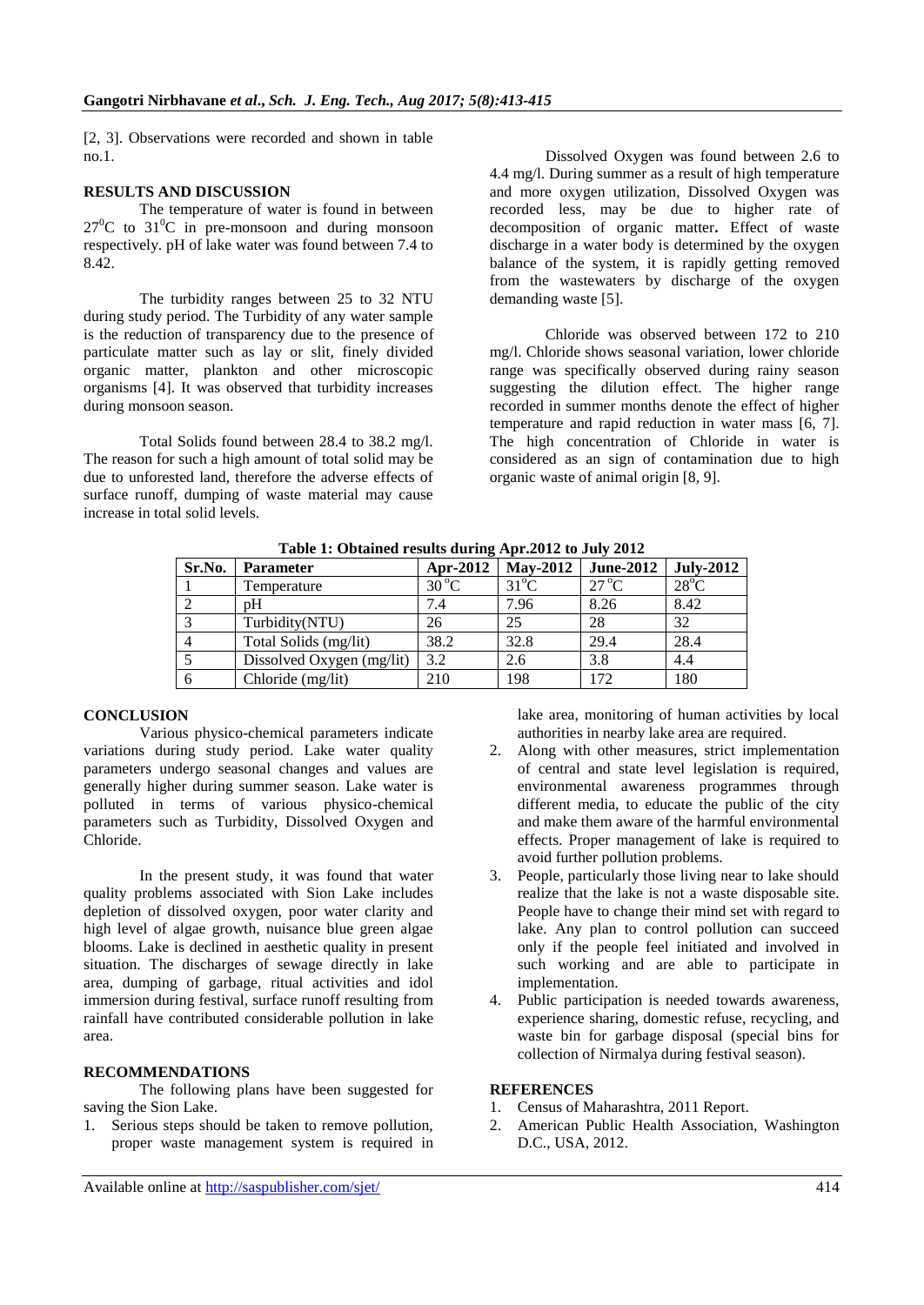[2, 3]. Observations were recorded and shown in table no.1.

## RESULTS AND DISCUSSION

The temperature of water is found in between $27^0$C to $31^0$C in pre-monsoon and during monsoon respectively. pH of lake water was found between 7.4 to 8.42.

The turbidity ranges between 25 to 32 NTU during study period. The Turbidity of any water sample is the reduction of transparency due to the presence of particulate matter such as lay or slit, finely divided organic matter, plankton and other microscopic organisms [4]. It was observed that turbidity increases during monsoon season.

Total Solids found between 28.4 to 38.2 mg/l. The reason for such a high amount of total solid may be due to unforested land, therefore the adverse effects of surface runoff, dumping of waste material may cause increase in total solid levels.

Dissolved Oxygen was found between 2.6 to 4.4 mg/l. During summer as a result of high temperature and more oxygen utilization, Dissolved Oxygen was recorded less, may be due to higher rate of decomposition of organic matter**.** Effect of waste discharge in a water body is determined by the oxygen balance of the system, it is rapidly getting removed from the wastewaters by discharge of the oxygen demanding waste [5].

Chloride was observed between 172 to 210 mg/l. Chloride shows seasonal variation, lower chloride range was specifically observed during rainy season suggesting the dilution effect. The higher range recorded in summer months denote the effect of higher temperature and rapid reduction in water mass [6, 7]. The high concentration of Chloride in water is considered as an sign of contamination due to high organic waste of animal origin [8, 9].

**Table 1: Obtained results during Apr.2012 to July 2012**

| Sr.No. | Parameter | Apr-2012 | May-2012 | June-2012 | July-2012 |
|---|---|---|---|---|---|
| 1 | Temperature | $30\,^{\circ}$C | $31^{\circ}$C | $27\,^{\circ}$C | $28^{\circ}$C |
| 2 | pH | 7.4 | 7.96 | 8.26 | 8.42 |
| 3 | Turbidity(NTU) | 26 | 25 | 28 | 32 |
| 4 | Total Solids (mg/lit) | 38.2 | 32.8 | 29.4 | 28.4 |
| 5 | Dissolved Oxygen (mg/lit) | 3.2 | 2.6 | 3.8 | 4.4 |
| 6 | Chloride (mg/lit) | 210 | 198 | 172 | 180 |

## CONCLUSION

Various physico-chemical parameters indicate variations during study period. Lake water quality parameters undergo seasonal changes and values are generally higher during summer season. Lake water is polluted in terms of various physico-chemical parameters such as Turbidity, Dissolved Oxygen and Chloride.

In the present study, it was found that water quality problems associated with Sion Lake includes depletion of dissolved oxygen, poor water clarity and high level of algae growth, nuisance blue green algae blooms. Lake is declined in aesthetic quality in present situation. The discharges of sewage directly in lake area, dumping of garbage, ritual activities and idol immersion during festival, surface runoff resulting from rainfall have contributed considerable pollution in lake area.

## RECOMMENDATIONS

The following plans have been suggested for saving the Sion Lake.

1. Serious steps should be taken to remove pollution, proper waste management system is required in lake area, monitoring of human activities by local authorities in nearby lake area are required.
2. Along with other measures, strict implementation of central and state level legislation is required, environmental awareness programmes through different media, to educate the public of the city and make them aware of the harmful environmental effects. Proper management of lake is required to avoid further pollution problems.
3. People, particularly those living near to lake should realize that the lake is not a waste disposable site. People have to change their mind set with regard to lake. Any plan to control pollution can succeed only if the people feel initiated and involved in such working and are able to participate in implementation.
4. Public participation is needed towards awareness, experience sharing, domestic refuse, recycling, and waste bin for garbage disposal (special bins for collection of Nirmalya during festival season).

## REFERENCES

1. Census of Maharashtra, 2011 Report.
2. American Public Health Association, Washington D.C., USA, 2012.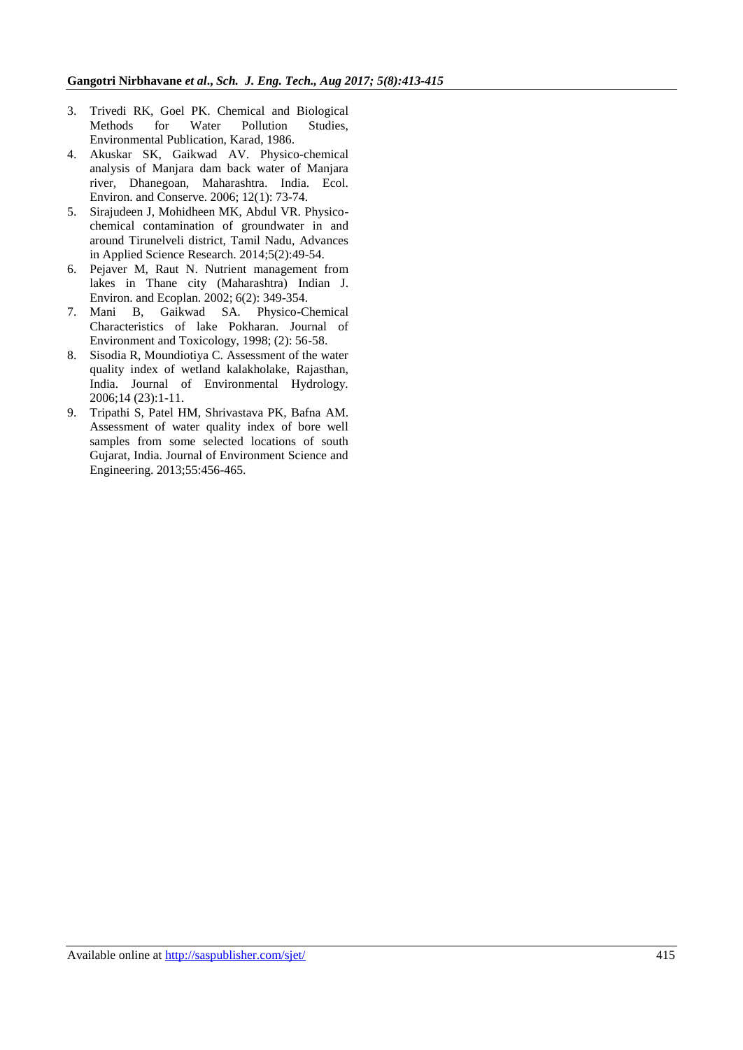3. Trivedi RK, Goel PK. Chemical and Biological Methods for Water Pollution Studies, Environmental Publication, Karad, 1986.
4. Akuskar SK, Gaikwad AV. Physico-chemical analysis of Manjara dam back water of Manjara river, Dhanegoan, Maharashtra. India. Ecol. Environ. and Conserve. 2006; 12(1): 73-74.
5. Sirajudeen J, Mohidheen MK, Abdul VR. Physico-chemical contamination of groundwater in and around Tirunelveli district, Tamil Nadu, Advances in Applied Science Research. 2014;5(2):49-54.
6. Pejaver M, Raut N. Nutrient management from lakes in Thane city (Maharashtra) Indian J. Environ. and Ecoplan. 2002; 6(2): 349-354.
7. Mani B, Gaikwad SA. Physico-Chemical Characteristics of lake Pokharan. Journal of Environment and Toxicology, 1998; (2): 56-58.
8. Sisodia R, Moundiotiya C. Assessment of the water quality index of wetland kalakholake, Rajasthan, India. Journal of Environmental Hydrology. 2006;14 (23):1-11.
9. Tripathi S, Patel HM, Shrivastava PK, Bafna AM. Assessment of water quality index of bore well samples from some selected locations of south Gujarat, India. Journal of Environment Science and Engineering. 2013;55:456-465.